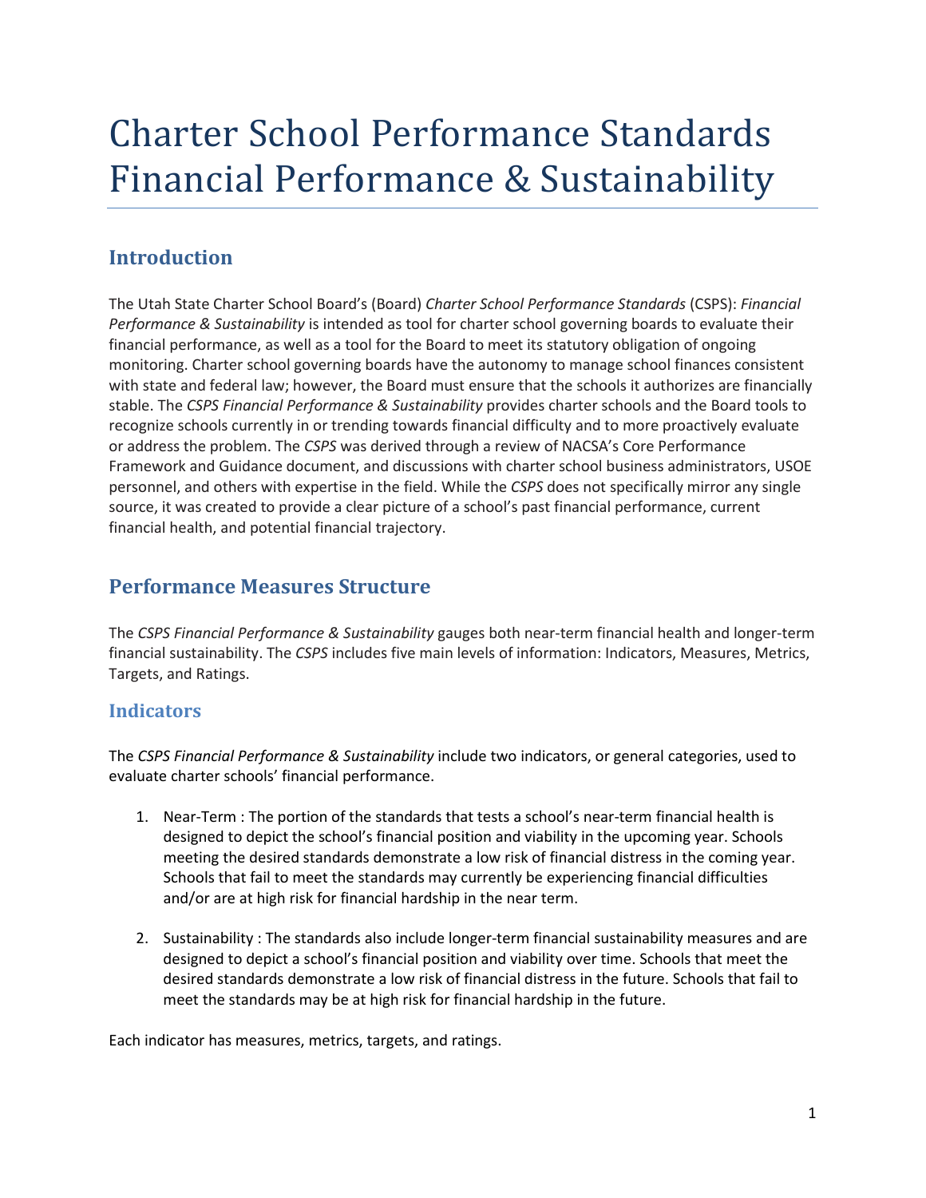# Charter School Performance Standards Financial Performance & Sustainability

## Introduction

The Utah State Charter School Board's (Board) *Charter School Performance Standards* (CSPS): *Financial Performance & Sustainability* is intended as tool for charter school governing boards to evaluate their financial performance, as well as a tool for the Board to meet its statutory obligation of ongoing monitoring. Charter school governing boards have the autonomy to manage school finances consistent with state and federal law; however, the Board must ensure that the schools it authorizes are financially stable. The *CSPS Financial Performance & Sustainability* provides charter schools and the Board tools to recognize schools currently in or trending towards financial difficulty and to more proactively evaluate or address the problem. The *CSPS* was derived through a review of NACSA's Core Performance Framework and Guidance document, and discussions with charter school business administrators, USOE personnel, and others with expertise in the field. While the *CSPS* does not specifically mirror any single source, it was created to provide a clear picture of a school's past financial performance, current financial health, and potential financial trajectory.

## Performance Measures Structure

The *CSPS Financial Performance & Sustainability* gauges both near-term financial health and longer-term financial sustainability. The *CSPS* includes five main levels of information: Indicators, Measures, Metrics, Targets, and Ratings.

### Indicators

The *CSPS Financial Performance & Sustainability* include two indicators, or general categories, used to evaluate charter schools' financial performance.

1. Near-Term : The portion of the standards that tests a school's near-term financial health is designed to depict the school's financial position and viability in the upcoming year. Schools meeting the desired standards demonstrate a low risk of financial distress in the coming year. Schools that fail to meet the standards may currently be experiencing financial difficulties and/or are at high risk for financial hardship in the near term.

2. Sustainability : The standards also include longer-term financial sustainability measures and are designed to depict a school's financial position and viability over time. Schools that meet the desired standards demonstrate a low risk of financial distress in the future. Schools that fail to meet the standards may be at high risk for financial hardship in the future.

Each indicator has measures, metrics, targets, and ratings.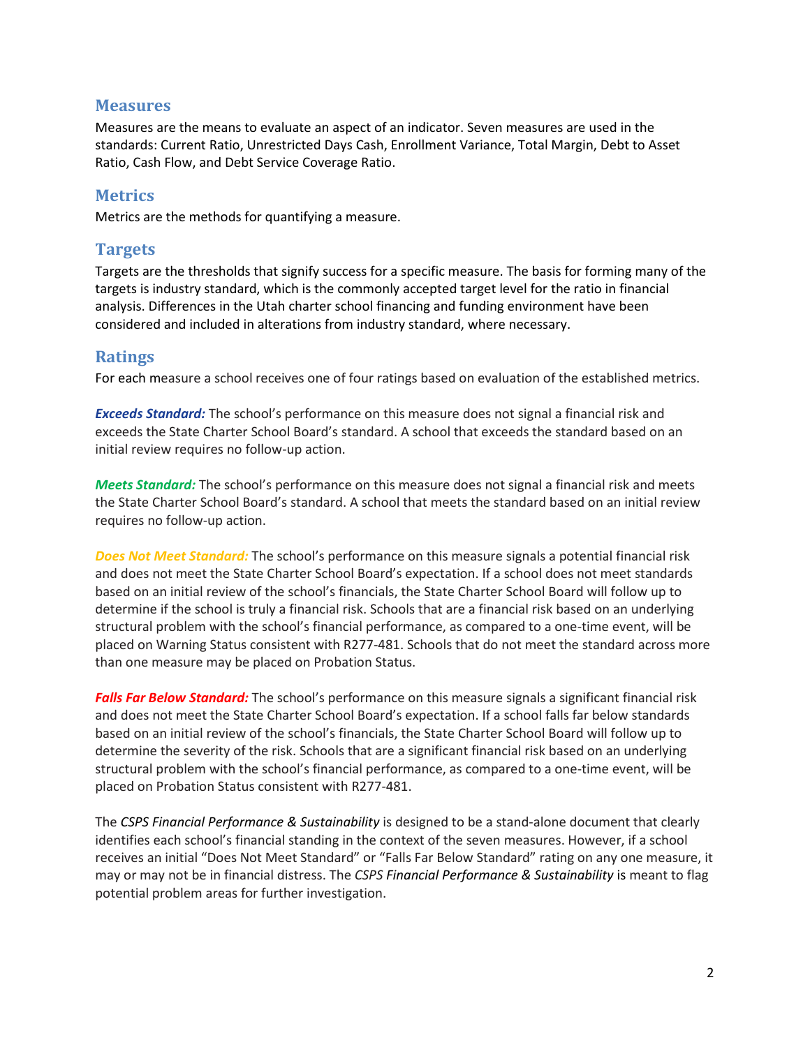## Measures

Measures are the means to evaluate an aspect of an indicator. Seven measures are used in the standards: Current Ratio, Unrestricted Days Cash, Enrollment Variance, Total Margin, Debt to Asset Ratio, Cash Flow, and Debt Service Coverage Ratio.

## Metrics

Metrics are the methods for quantifying a measure.

## Targets

Targets are the thresholds that signify success for a specific measure. The basis for forming many of the targets is industry standard, which is the commonly accepted target level for the ratio in financial analysis. Differences in the Utah charter school financing and funding environment have been considered and included in alterations from industry standard, where necessary.

## Ratings

For each measure a school receives one of four ratings based on evaluation of the established metrics.

***Exceeds Standard:*** The school's performance on this measure does not signal a financial risk and exceeds the State Charter School Board's standard. A school that exceeds the standard based on an initial review requires no follow-up action.

***Meets Standard:*** The school's performance on this measure does not signal a financial risk and meets the State Charter School Board's standard. A school that meets the standard based on an initial review requires no follow-up action.

***Does Not Meet Standard:*** The school's performance on this measure signals a potential financial risk and does not meet the State Charter School Board's expectation. If a school does not meet standards based on an initial review of the school's financials, the State Charter School Board will follow up to determine if the school is truly a financial risk. Schools that are a financial risk based on an underlying structural problem with the school's financial performance, as compared to a one-time event, will be placed on Warning Status consistent with R277-481. Schools that do not meet the standard across more than one measure may be placed on Probation Status.

***Falls Far Below Standard:*** The school's performance on this measure signals a significant financial risk and does not meet the State Charter School Board's expectation. If a school falls far below standards based on an initial review of the school's financials, the State Charter School Board will follow up to determine the severity of the risk. Schools that are a significant financial risk based on an underlying structural problem with the school's financial performance, as compared to a one-time event, will be placed on Probation Status consistent with R277-481.

The *CSPS Financial Performance & Sustainability* is designed to be a stand-alone document that clearly identifies each school's financial standing in the context of the seven measures. However, if a school receives an initial "Does Not Meet Standard" or "Falls Far Below Standard" rating on any one measure, it may or may not be in financial distress. The *CSPS Financial Performance & Sustainability* is meant to flag potential problem areas for further investigation.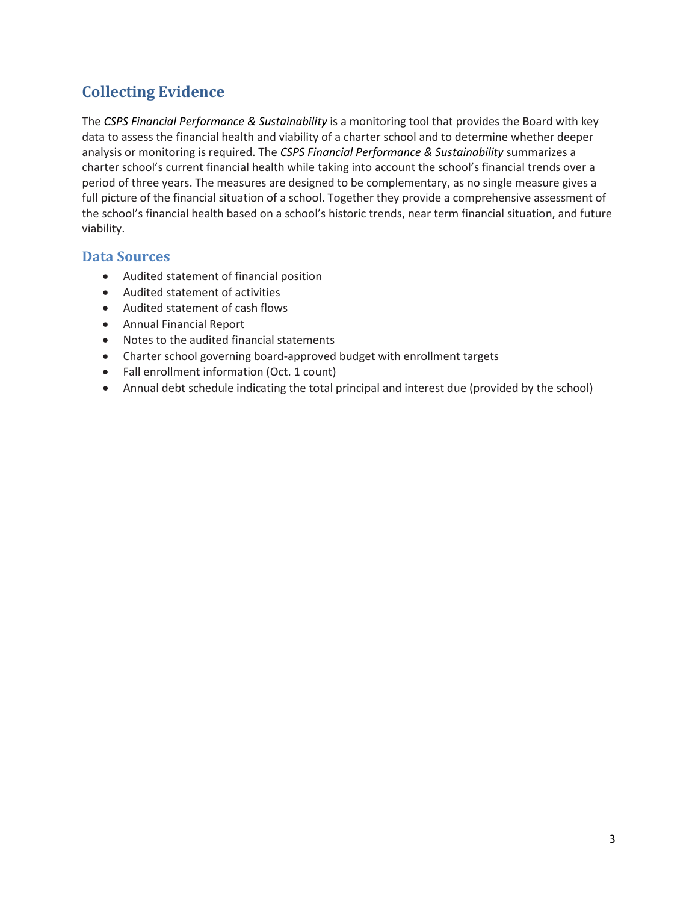## Collecting Evidence

The *CSPS Financial Performance & Sustainability* is a monitoring tool that provides the Board with key data to assess the financial health and viability of a charter school and to determine whether deeper analysis or monitoring is required. The *CSPS Financial Performance & Sustainability* summarizes a charter school's current financial health while taking into account the school's financial trends over a period of three years. The measures are designed to be complementary, as no single measure gives a full picture of the financial situation of a school. Together they provide a comprehensive assessment of the school's financial health based on a school's historic trends, near term financial situation, and future viability.

### Data Sources

- Audited statement of financial position
- Audited statement of activities
- Audited statement of cash flows
- Annual Financial Report
- Notes to the audited financial statements
- Charter school governing board-approved budget with enrollment targets
- Fall enrollment information (Oct. 1 count)
- Annual debt schedule indicating the total principal and interest due (provided by the school)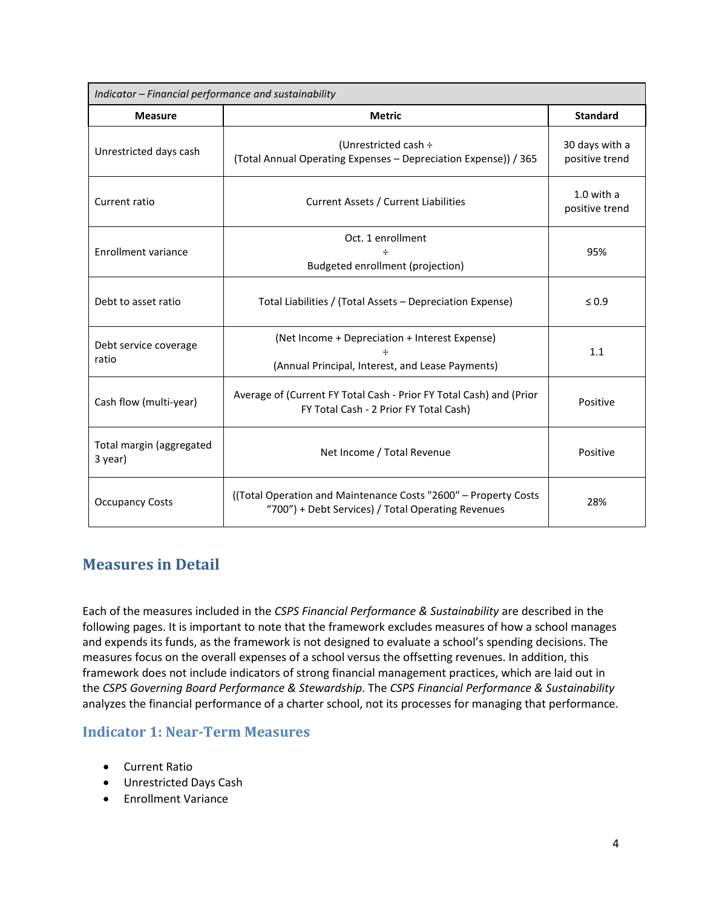| *Indicator – Financial performance and sustainability* | | |
|---|---|---|
| **Measure** | **Metric** | **Standard** |
| Unrestricted days cash | (Unrestricted cash ÷ (Total Annual Operating Expenses – Depreciation Expense)) / 365 | 30 days with a positive trend |
| Current ratio | Current Assets / Current Liabilities | 1.0 with a positive trend |
| Enrollment variance | Oct. 1 enrollment ÷ Budgeted enrollment (projection) | 95% |
| Debt to asset ratio | Total Liabilities / (Total Assets – Depreciation Expense) | ≤ 0.9 |
| Debt service coverage ratio | (Net Income + Depreciation + Interest Expense) ÷ (Annual Principal, Interest, and Lease Payments) | 1.1 |
| Cash flow (multi-year) | Average of (Current FY Total Cash - Prior FY Total Cash) and (Prior FY Total Cash - 2 Prior FY Total Cash) | Positive |
| Total margin (aggregated 3 year) | Net Income / Total Revenue | Positive |
| Occupancy Costs | ((Total Operation and Maintenance Costs "2600" – Property Costs "700") + Debt Services) / Total Operating Revenues | 28% |

## Measures in Detail

Each of the measures included in the *CSPS Financial Performance & Sustainability* are described in the following pages. It is important to note that the framework excludes measures of how a school manages and expends its funds, as the framework is not designed to evaluate a school's spending decisions. The measures focus on the overall expenses of a school versus the offsetting revenues. In addition, this framework does not include indicators of strong financial management practices, which are laid out in the *CSPS Governing Board Performance & Stewardship*. The *CSPS Financial Performance & Sustainability* analyzes the financial performance of a charter school, not its processes for managing that performance.

### Indicator 1: Near-Term Measures

- Current Ratio
- Unrestricted Days Cash
- Enrollment Variance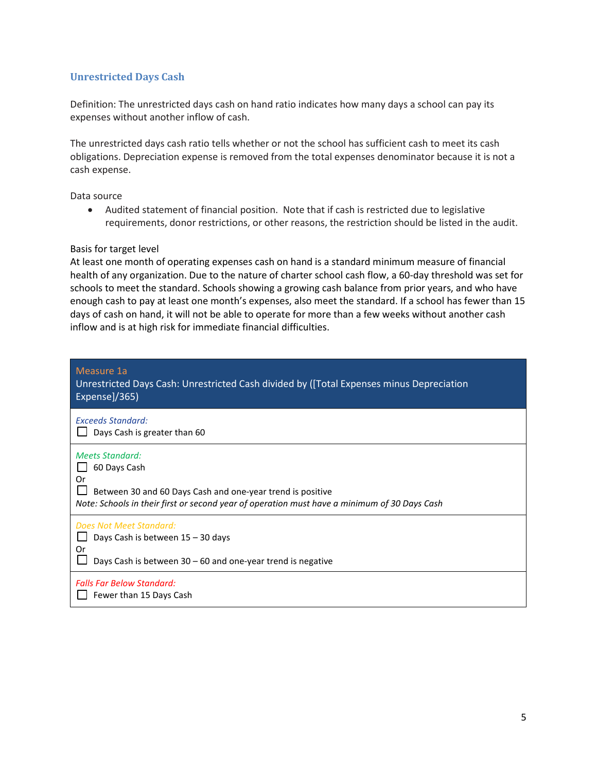## Unrestricted Days Cash

Definition: The unrestricted days cash on hand ratio indicates how many days a school can pay its expenses without another inflow of cash.

The unrestricted days cash ratio tells whether or not the school has sufficient cash to meet its cash obligations. Depreciation expense is removed from the total expenses denominator because it is not a cash expense.

Data source

- Audited statement of financial position. Note that if cash is restricted due to legislative requirements, donor restrictions, or other reasons, the restriction should be listed in the audit.

Basis for target level
At least one month of operating expenses cash on hand is a standard minimum measure of financial health of any organization. Due to the nature of charter school cash flow, a 60-day threshold was set for schools to meet the standard. Schools showing a growing cash balance from prior years, and who have enough cash to pay at least one month's expenses, also meet the standard. If a school has fewer than 15 days of cash on hand, it will not be able to operate for more than a few weeks without another cash inflow and is at high risk for immediate financial difficulties.

| Measure 1a<br>Unrestricted Days Cash: Unrestricted Cash divided by ([Total Expenses minus Depreciation Expense]/365) |
|---|
| *Exceeds Standard:*<br>☐ Days Cash is greater than 60 |
| *Meets Standard:*<br>☐ 60 Days Cash<br>Or<br>☐ Between 30 and 60 Days Cash and one-year trend is positive<br>*Note: Schools in their first or second year of operation must have a minimum of 30 Days Cash* |
| *Does Not Meet Standard:*<br>☐ Days Cash is between 15 – 30 days<br>Or<br>☐ Days Cash is between 30 – 60 and one-year trend is negative |
| *Falls Far Below Standard:*<br>☐ Fewer than 15 Days Cash |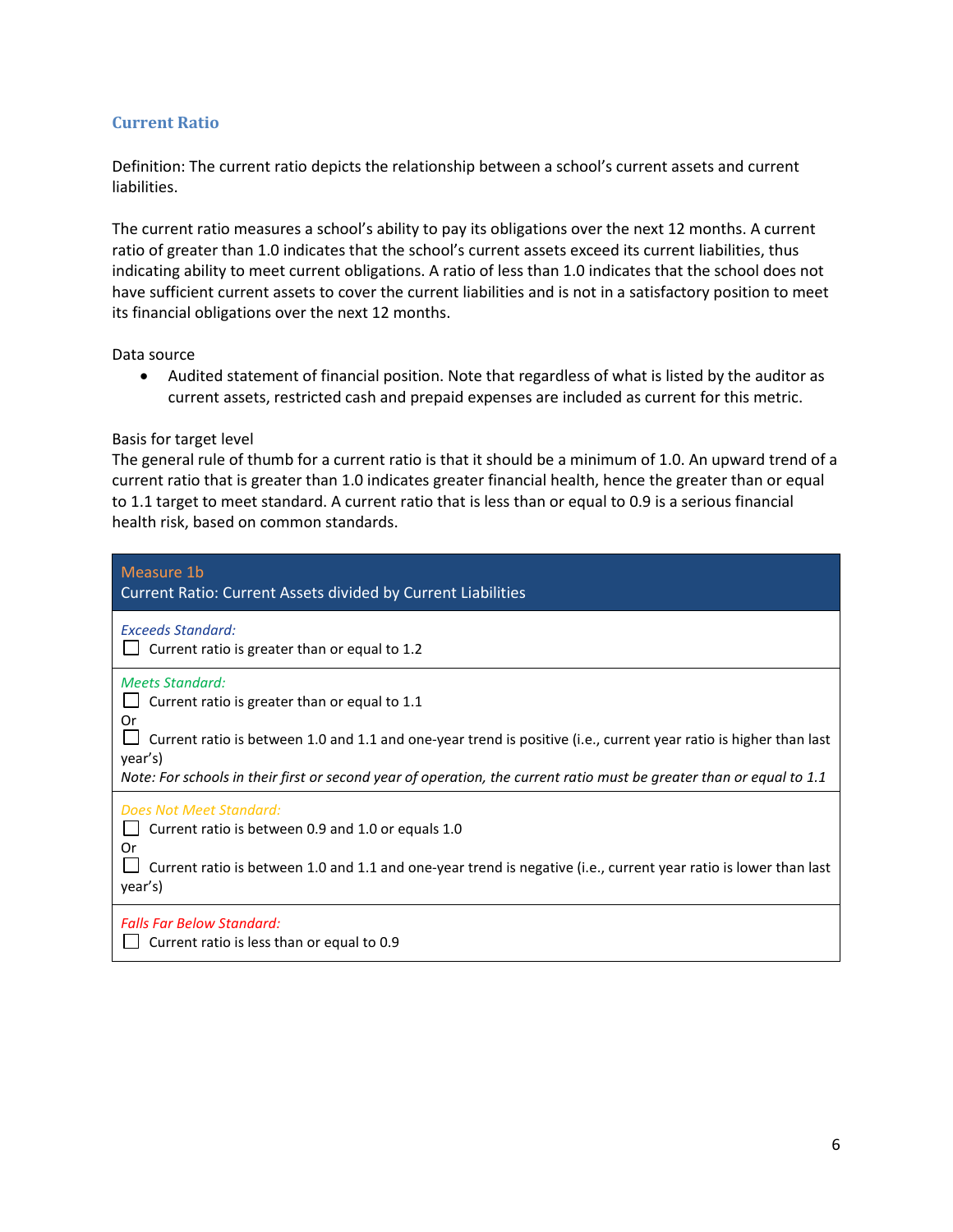### Current Ratio

Definition: The current ratio depicts the relationship between a school's current assets and current liabilities.

The current ratio measures a school's ability to pay its obligations over the next 12 months. A current ratio of greater than 1.0 indicates that the school's current assets exceed its current liabilities, thus indicating ability to meet current obligations. A ratio of less than 1.0 indicates that the school does not have sufficient current assets to cover the current liabilities and is not in a satisfactory position to meet its financial obligations over the next 12 months.

Data source

- Audited statement of financial position. Note that regardless of what is listed by the auditor as current assets, restricted cash and prepaid expenses are included as current for this metric.

Basis for target level

The general rule of thumb for a current ratio is that it should be a minimum of 1.0. An upward trend of a current ratio that is greater than 1.0 indicates greater financial health, hence the greater than or equal to 1.1 target to meet standard. A current ratio that is less than or equal to 0.9 is a serious financial health risk, based on common standards.

| Measure 1b<br>Current Ratio: Current Assets divided by Current Liabilities |
|---|
| *Exceeds Standard:*<br>☐ Current ratio is greater than or equal to 1.2 |
| *Meets Standard:*<br>☐ Current ratio is greater than or equal to 1.1<br>Or<br>☐ Current ratio is between 1.0 and 1.1 and one-year trend is positive (i.e., current year ratio is higher than last year's)<br>*Note: For schools in their first or second year of operation, the current ratio must be greater than or equal to 1.1* |
| *Does Not Meet Standard:*<br>☐ Current ratio is between 0.9 and 1.0 or equals 1.0<br>Or<br>☐ Current ratio is between 1.0 and 1.1 and one-year trend is negative (i.e., current year ratio is lower than last year's) |
| *Falls Far Below Standard:*<br>☐ Current ratio is less than or equal to 0.9 |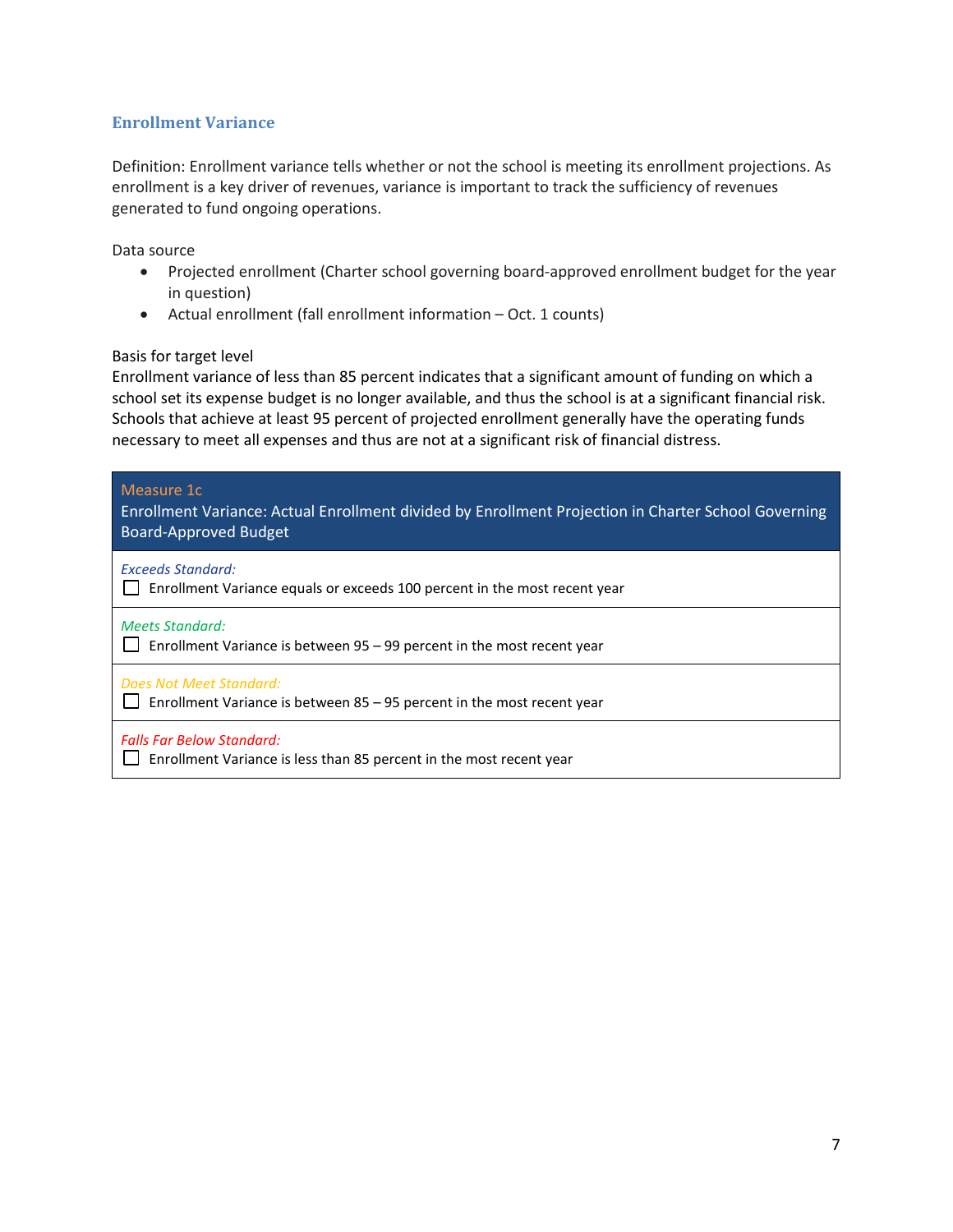## Enrollment Variance

Definition: Enrollment variance tells whether or not the school is meeting its enrollment projections. As enrollment is a key driver of revenues, variance is important to track the sufficiency of revenues generated to fund ongoing operations.

Data source

- Projected enrollment (Charter school governing board-approved enrollment budget for the year in question)
- Actual enrollment (fall enrollment information – Oct. 1 counts)

Basis for target level

Enrollment variance of less than 85 percent indicates that a significant amount of funding on which a school set its expense budget is no longer available, and thus the school is at a significant financial risk. Schools that achieve at least 95 percent of projected enrollment generally have the operating funds necessary to meet all expenses and thus are not at a significant risk of financial distress.

| Measure 1c<br>Enrollment Variance: Actual Enrollment divided by Enrollment Projection in Charter School Governing Board-Approved Budget |
|---|
| *Exceeds Standard:*<br>☐ Enrollment Variance equals or exceeds 100 percent in the most recent year |
| *Meets Standard:*<br>☐ Enrollment Variance is between 95 – 99 percent in the most recent year |
| *Does Not Meet Standard:*<br>☐ Enrollment Variance is between 85 – 95 percent in the most recent year |
| *Falls Far Below Standard:*<br>☐ Enrollment Variance is less than 85 percent in the most recent year |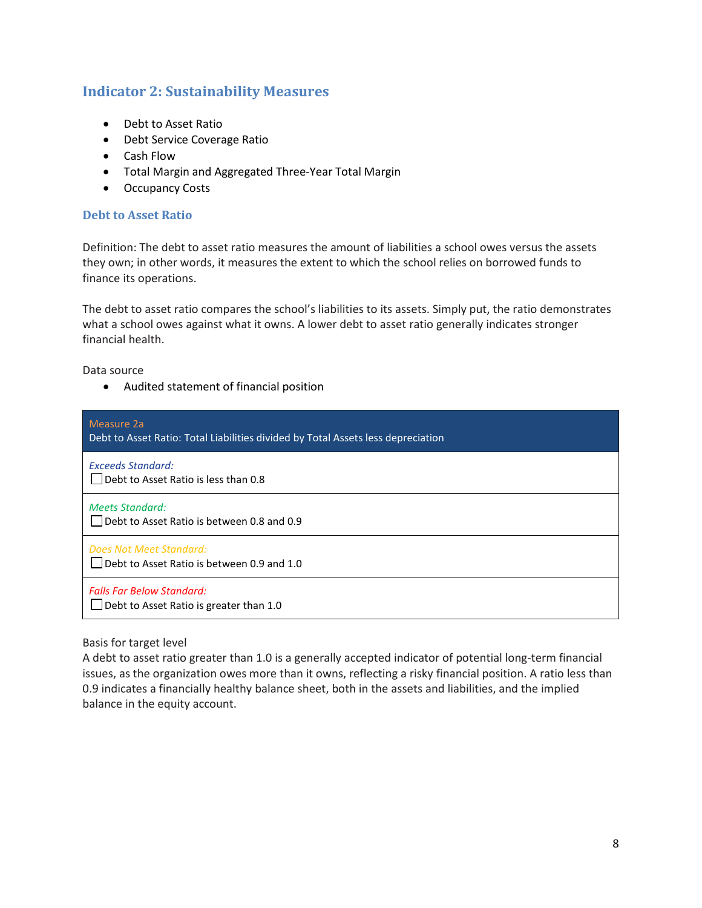## Indicator 2: Sustainability Measures

- Debt to Asset Ratio
- Debt Service Coverage Ratio
- Cash Flow
- Total Margin and Aggregated Three-Year Total Margin
- Occupancy Costs

### Debt to Asset Ratio

Definition: The debt to asset ratio measures the amount of liabilities a school owes versus the assets they own; in other words, it measures the extent to which the school relies on borrowed funds to finance its operations.

The debt to asset ratio compares the school's liabilities to its assets. Simply put, the ratio demonstrates what a school owes against what it owns. A lower debt to asset ratio generally indicates stronger financial health.

Data source

- Audited statement of financial position

| Measure 2a<br>Debt to Asset Ratio: Total Liabilities divided by Total Assets less depreciation |
|---|
| *Exceeds Standard:*<br>☐ Debt to Asset Ratio is less than 0.8 |
| *Meets Standard:*<br>☐ Debt to Asset Ratio is between 0.8 and 0.9 |
| *Does Not Meet Standard:*<br>☐ Debt to Asset Ratio is between 0.9 and 1.0 |
| *Falls Far Below Standard:*<br>☐ Debt to Asset Ratio is greater than 1.0 |

Basis for target level

A debt to asset ratio greater than 1.0 is a generally accepted indicator of potential long-term financial issues, as the organization owes more than it owns, reflecting a risky financial position. A ratio less than 0.9 indicates a financially healthy balance sheet, both in the assets and liabilities, and the implied balance in the equity account.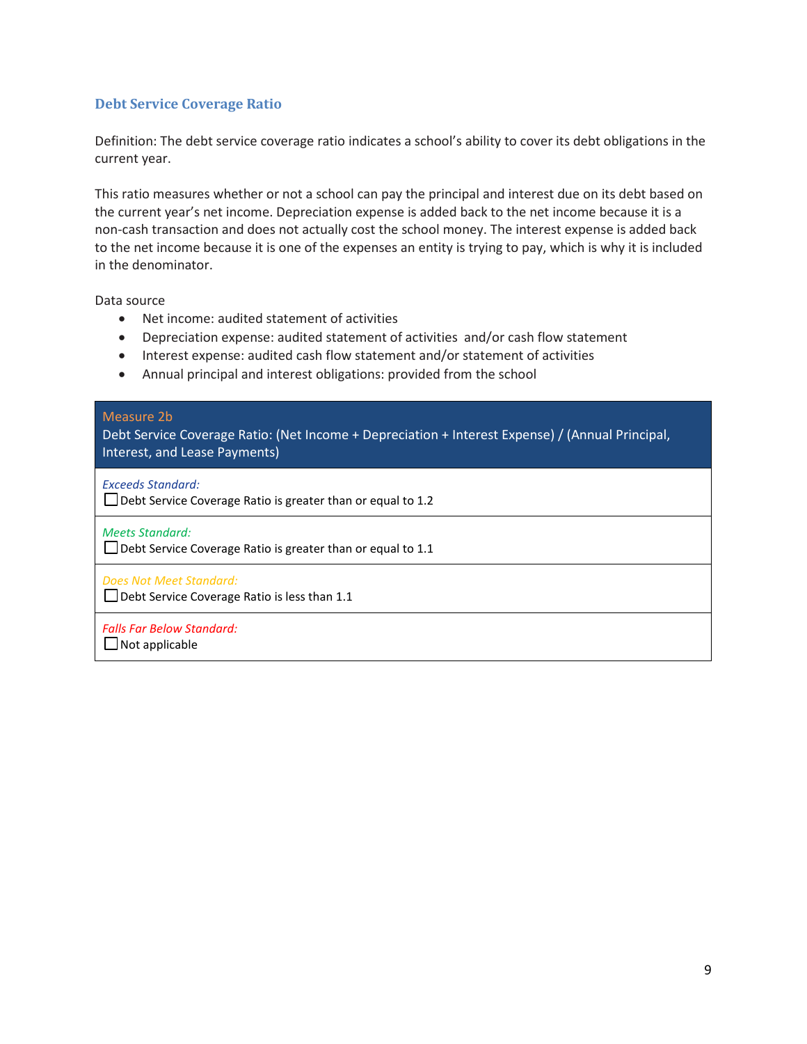### Debt Service Coverage Ratio

Definition: The debt service coverage ratio indicates a school's ability to cover its debt obligations in the current year.

This ratio measures whether or not a school can pay the principal and interest due on its debt based on the current year's net income. Depreciation expense is added back to the net income because it is a non-cash transaction and does not actually cost the school money. The interest expense is added back to the net income because it is one of the expenses an entity is trying to pay, which is why it is included in the denominator.

Data source

- Net income: audited statement of activities
- Depreciation expense: audited statement of activities and/or cash flow statement
- Interest expense: audited cash flow statement and/or statement of activities
- Annual principal and interest obligations: provided from the school

| Measure 2b<br>Debt Service Coverage Ratio: (Net Income + Depreciation + Interest Expense) / (Annual Principal, Interest, and Lease Payments) |
|---|
| *Exceeds Standard:*<br>☐ Debt Service Coverage Ratio is greater than or equal to 1.2 |
| *Meets Standard:*<br>☐ Debt Service Coverage Ratio is greater than or equal to 1.1 |
| *Does Not Meet Standard:*<br>☐ Debt Service Coverage Ratio is less than 1.1 |
| *Falls Far Below Standard:*<br>☐ Not applicable |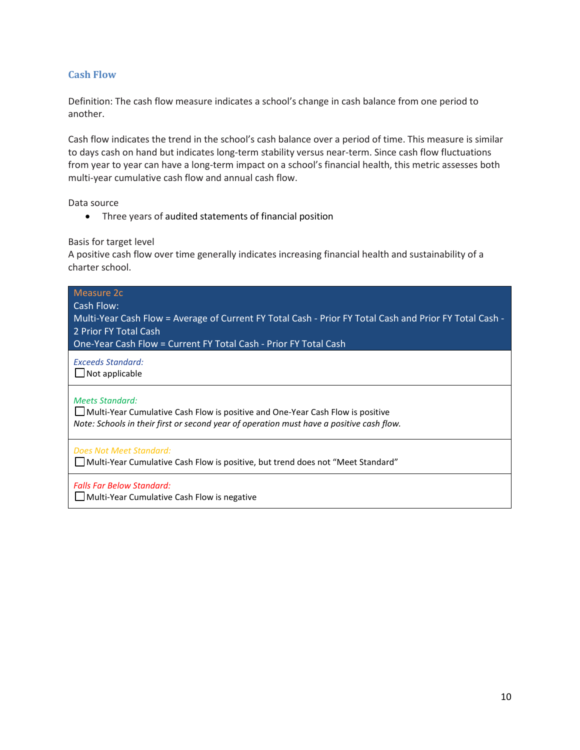## Cash Flow

Definition: The cash flow measure indicates a school's change in cash balance from one period to another.

Cash flow indicates the trend in the school's cash balance over a period of time. This measure is similar to days cash on hand but indicates long-term stability versus near-term. Since cash flow fluctuations from year to year can have a long-term impact on a school's financial health, this metric assesses both multi-year cumulative cash flow and annual cash flow.

Data source

- Three years of audited statements of financial position

Basis for target level
A positive cash flow over time generally indicates increasing financial health and sustainability of a charter school.

| Measure 2c<br>Cash Flow:<br>Multi-Year Cash Flow = Average of Current FY Total Cash - Prior FY Total Cash and Prior FY Total Cash - 2 Prior FY Total Cash<br>One-Year Cash Flow = Current FY Total Cash - Prior FY Total Cash |
|---|
| *Exceeds Standard:*<br>☐ Not applicable |
| *Meets Standard:*<br>☐ Multi-Year Cumulative Cash Flow is positive and One-Year Cash Flow is positive<br>*Note: Schools in their first or second year of operation must have a positive cash flow.* |
| *Does Not Meet Standard:*<br>☐ Multi-Year Cumulative Cash Flow is positive, but trend does not "Meet Standard" |
| *Falls Far Below Standard:*<br>☐ Multi-Year Cumulative Cash Flow is negative |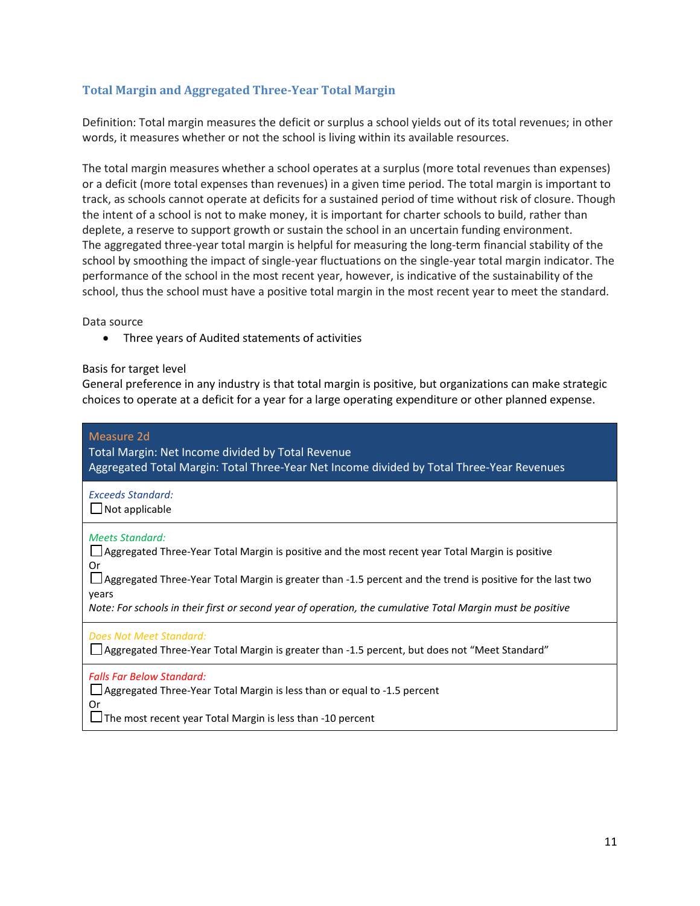### Total Margin and Aggregated Three-Year Total Margin

Definition: Total margin measures the deficit or surplus a school yields out of its total revenues; in other words, it measures whether or not the school is living within its available resources.

The total margin measures whether a school operates at a surplus (more total revenues than expenses) or a deficit (more total expenses than revenues) in a given time period. The total margin is important to track, as schools cannot operate at deficits for a sustained period of time without risk of closure. Though the intent of a school is not to make money, it is important for charter schools to build, rather than deplete, a reserve to support growth or sustain the school in an uncertain funding environment. The aggregated three-year total margin is helpful for measuring the long-term financial stability of the school by smoothing the impact of single-year fluctuations on the single-year total margin indicator. The performance of the school in the most recent year, however, is indicative of the sustainability of the school, thus the school must have a positive total margin in the most recent year to meet the standard.

Data source

- Three years of Audited statements of activities

Basis for target level

General preference in any industry is that total margin is positive, but organizations can make strategic choices to operate at a deficit for a year for a large operating expenditure or other planned expense.

| Measure 2d<br>Total Margin: Net Income divided by Total Revenue<br>Aggregated Total Margin: Total Three-Year Net Income divided by Total Three-Year Revenues |
|---|
| *Exceeds Standard:*<br>☐ Not applicable |
| *Meets Standard:*<br>☐ Aggregated Three-Year Total Margin is positive and the most recent year Total Margin is positive<br>Or<br>☐ Aggregated Three-Year Total Margin is greater than -1.5 percent and the trend is positive for the last two years<br>*Note: For schools in their first or second year of operation, the cumulative Total Margin must be positive* |
| *Does Not Meet Standard:*<br>☐ Aggregated Three-Year Total Margin is greater than -1.5 percent, but does not "Meet Standard" |
| *Falls Far Below Standard:*<br>☐ Aggregated Three-Year Total Margin is less than or equal to -1.5 percent<br>Or<br>☐ The most recent year Total Margin is less than -10 percent |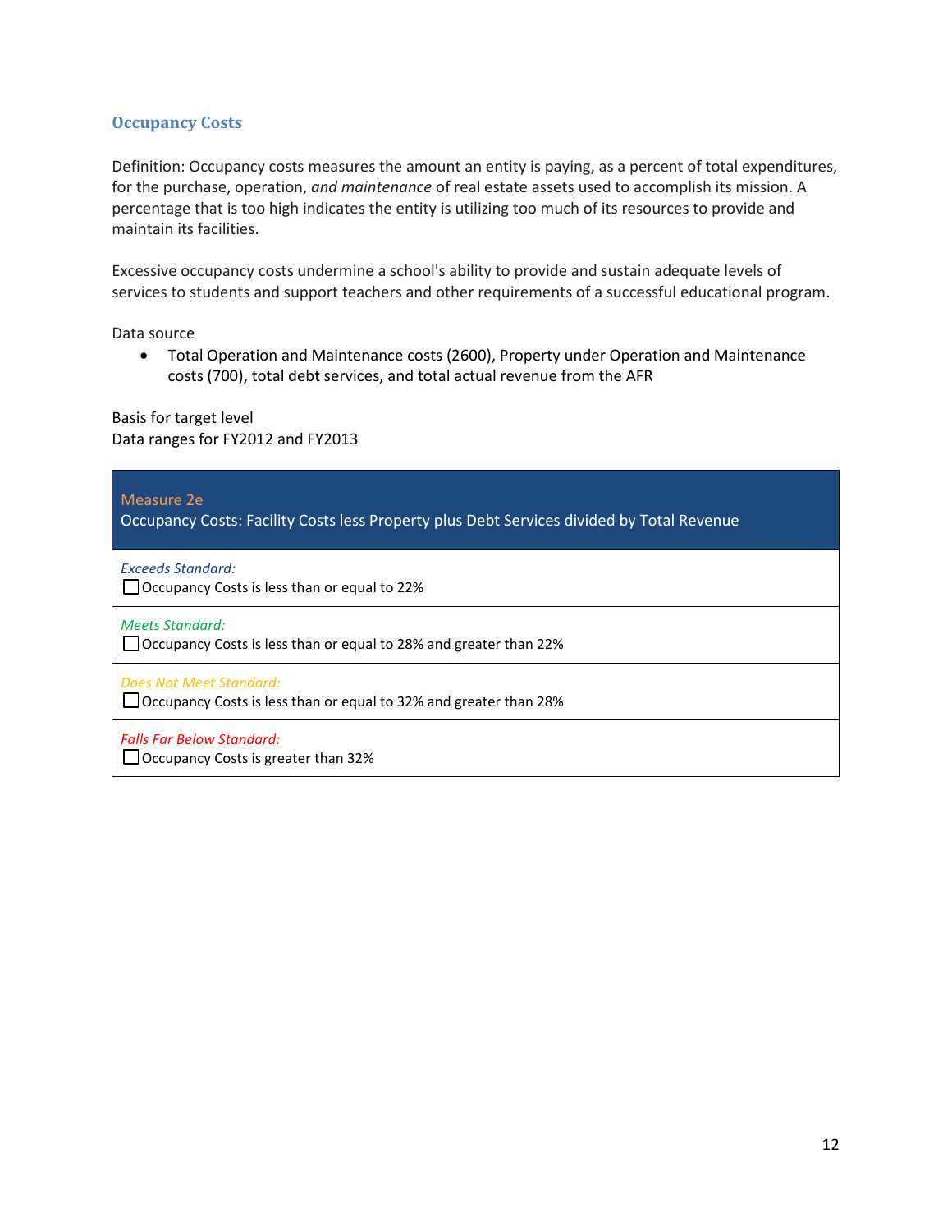### Occupancy Costs

Definition: Occupancy costs measures the amount an entity is paying, as a percent of total expenditures, for the purchase, operation, *and maintenance* of real estate assets used to accomplish its mission. A percentage that is too high indicates the entity is utilizing too much of its resources to provide and maintain its facilities.

Excessive occupancy costs undermine a school's ability to provide and sustain adequate levels of services to students and support teachers and other requirements of a successful educational program.

Data source

- Total Operation and Maintenance costs (2600), Property under Operation and Maintenance costs (700), total debt services, and total actual revenue from the AFR

Basis for target level
Data ranges for FY2012 and FY2013

| Measure 2e<br>Occupancy Costs: Facility Costs less Property plus Debt Services divided by Total Revenue |
|---|
| *Exceeds Standard:*<br>☐ Occupancy Costs is less than or equal to 22% |
| *Meets Standard:*<br>☐ Occupancy Costs is less than or equal to 28% and greater than 22% |
| *Does Not Meet Standard:*<br>☐ Occupancy Costs is less than or equal to 32% and greater than 28% |
| *Falls Far Below Standard:*<br>☐ Occupancy Costs is greater than 32% |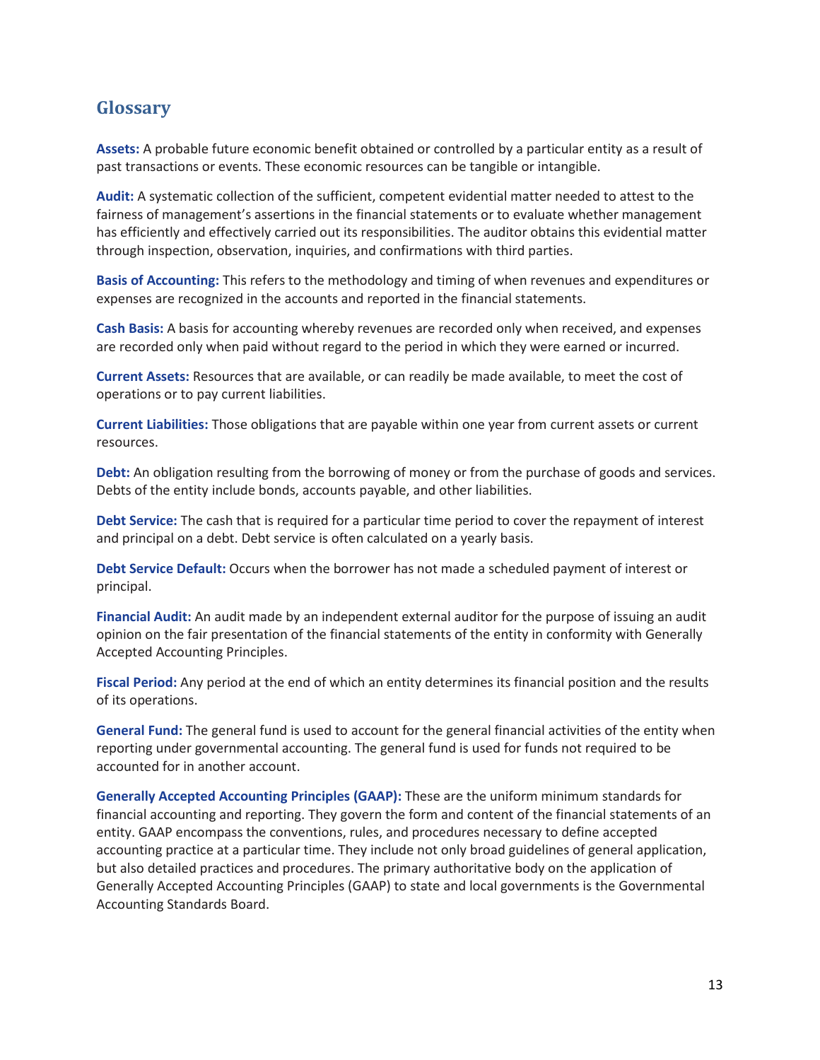## Glossary

**Assets:** A probable future economic benefit obtained or controlled by a particular entity as a result of past transactions or events. These economic resources can be tangible or intangible.

**Audit:** A systematic collection of the sufficient, competent evidential matter needed to attest to the fairness of management's assertions in the financial statements or to evaluate whether management has efficiently and effectively carried out its responsibilities. The auditor obtains this evidential matter through inspection, observation, inquiries, and confirmations with third parties.

**Basis of Accounting:** This refers to the methodology and timing of when revenues and expenditures or expenses are recognized in the accounts and reported in the financial statements.

**Cash Basis:** A basis for accounting whereby revenues are recorded only when received, and expenses are recorded only when paid without regard to the period in which they were earned or incurred.

**Current Assets:** Resources that are available, or can readily be made available, to meet the cost of operations or to pay current liabilities.

**Current Liabilities:** Those obligations that are payable within one year from current assets or current resources.

**Debt:** An obligation resulting from the borrowing of money or from the purchase of goods and services. Debts of the entity include bonds, accounts payable, and other liabilities.

**Debt Service:** The cash that is required for a particular time period to cover the repayment of interest and principal on a debt. Debt service is often calculated on a yearly basis.

**Debt Service Default:** Occurs when the borrower has not made a scheduled payment of interest or principal.

**Financial Audit:** An audit made by an independent external auditor for the purpose of issuing an audit opinion on the fair presentation of the financial statements of the entity in conformity with Generally Accepted Accounting Principles.

**Fiscal Period:** Any period at the end of which an entity determines its financial position and the results of its operations.

**General Fund:** The general fund is used to account for the general financial activities of the entity when reporting under governmental accounting. The general fund is used for funds not required to be accounted for in another account.

**Generally Accepted Accounting Principles (GAAP):** These are the uniform minimum standards for financial accounting and reporting. They govern the form and content of the financial statements of an entity. GAAP encompass the conventions, rules, and procedures necessary to define accepted accounting practice at a particular time. They include not only broad guidelines of general application, but also detailed practices and procedures. The primary authoritative body on the application of Generally Accepted Accounting Principles (GAAP) to state and local governments is the Governmental Accounting Standards Board.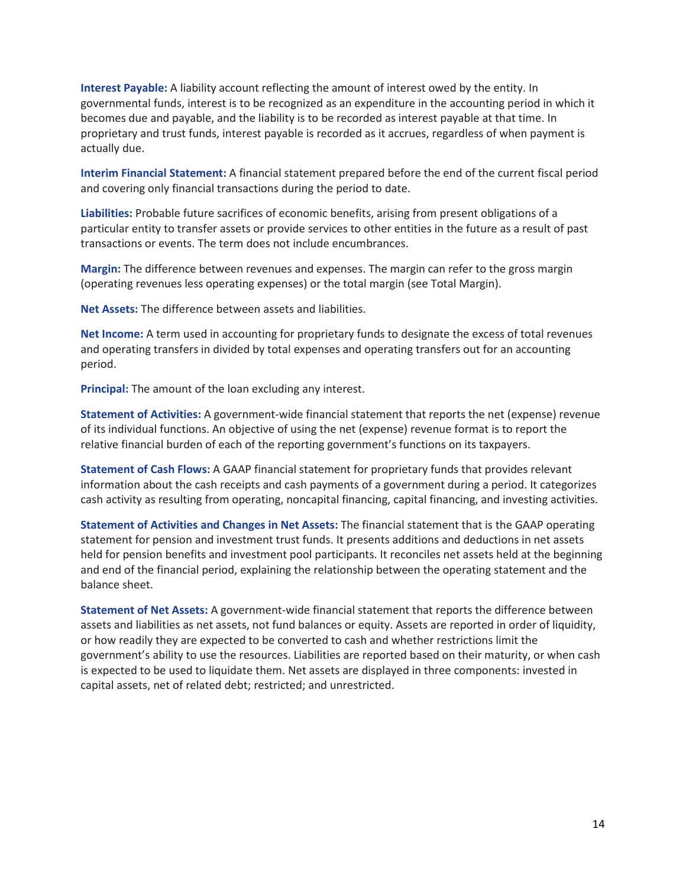**Interest Payable:** A liability account reflecting the amount of interest owed by the entity. In governmental funds, interest is to be recognized as an expenditure in the accounting period in which it becomes due and payable, and the liability is to be recorded as interest payable at that time. In proprietary and trust funds, interest payable is recorded as it accrues, regardless of when payment is actually due.

**Interim Financial Statement:** A financial statement prepared before the end of the current fiscal period and covering only financial transactions during the period to date.

**Liabilities:** Probable future sacrifices of economic benefits, arising from present obligations of a particular entity to transfer assets or provide services to other entities in the future as a result of past transactions or events. The term does not include encumbrances.

**Margin:** The difference between revenues and expenses. The margin can refer to the gross margin (operating revenues less operating expenses) or the total margin (see Total Margin).

**Net Assets:** The difference between assets and liabilities.

**Net Income:** A term used in accounting for proprietary funds to designate the excess of total revenues and operating transfers in divided by total expenses and operating transfers out for an accounting period.

**Principal:** The amount of the loan excluding any interest.

**Statement of Activities:** A government-wide financial statement that reports the net (expense) revenue of its individual functions. An objective of using the net (expense) revenue format is to report the relative financial burden of each of the reporting government's functions on its taxpayers.

**Statement of Cash Flows:** A GAAP financial statement for proprietary funds that provides relevant information about the cash receipts and cash payments of a government during a period. It categorizes cash activity as resulting from operating, noncapital financing, capital financing, and investing activities.

**Statement of Activities and Changes in Net Assets:** The financial statement that is the GAAP operating statement for pension and investment trust funds. It presents additions and deductions in net assets held for pension benefits and investment pool participants. It reconciles net assets held at the beginning and end of the financial period, explaining the relationship between the operating statement and the balance sheet.

**Statement of Net Assets:** A government-wide financial statement that reports the difference between assets and liabilities as net assets, not fund balances or equity. Assets are reported in order of liquidity, or how readily they are expected to be converted to cash and whether restrictions limit the government's ability to use the resources. Liabilities are reported based on their maturity, or when cash is expected to be used to liquidate them. Net assets are displayed in three components: invested in capital assets, net of related debt; restricted; and unrestricted.